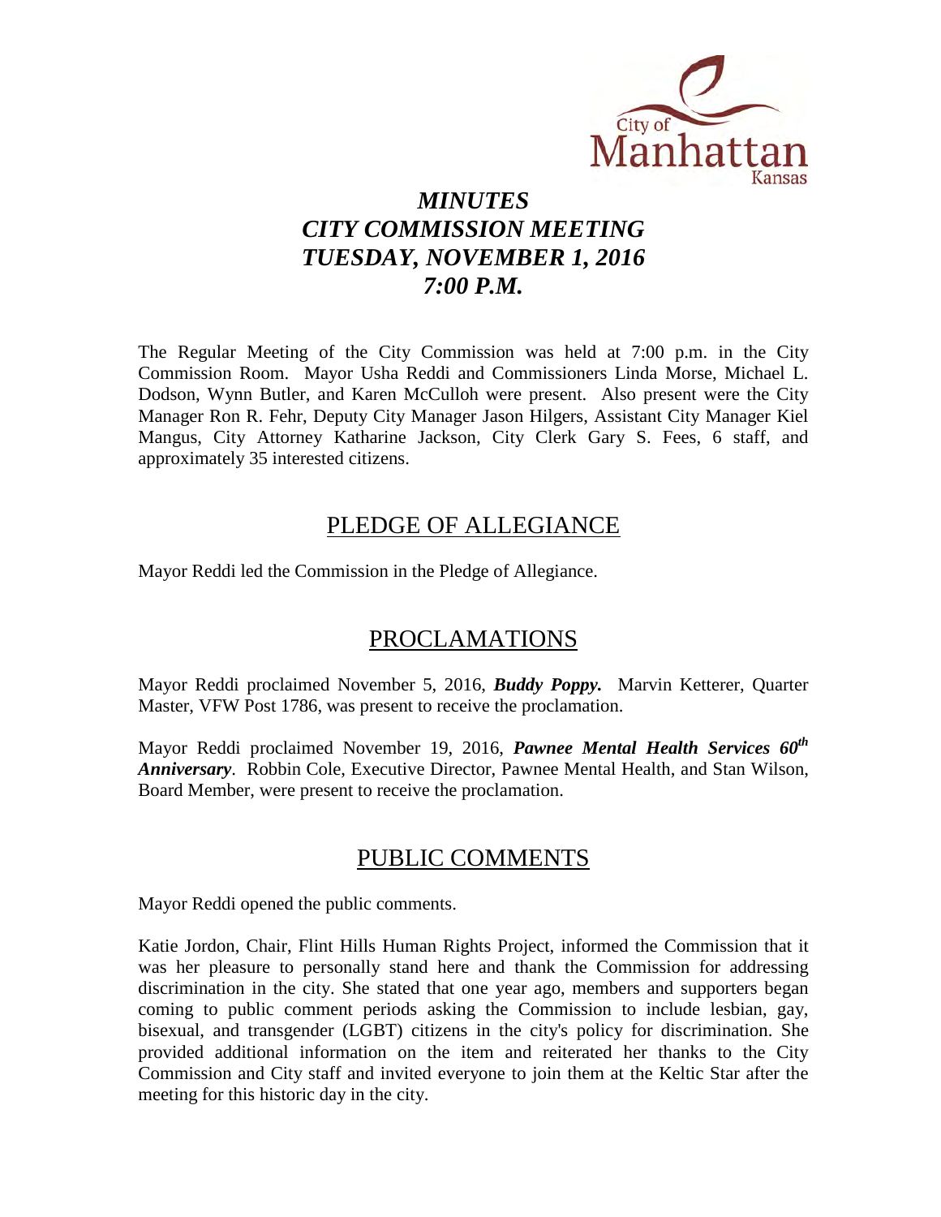# *MINUTES*
# *CITY COMMISSION MEETING*
# *TUESDAY, NOVEMBER 1, 2016*
# *7:00 P.M.*

The Regular Meeting of the City Commission was held at 7:00 p.m. in the City Commission Room. Mayor Usha Reddi and Commissioners Linda Morse, Michael L. Dodson, Wynn Butler, and Karen McCulloh were present. Also present were the City Manager Ron R. Fehr, Deputy City Manager Jason Hilgers, Assistant City Manager Kiel Mangus, City Attorney Katharine Jackson, City Clerk Gary S. Fees, 6 staff, and approximately 35 interested citizens.

## PLEDGE OF ALLEGIANCE

Mayor Reddi led the Commission in the Pledge of Allegiance.

## PROCLAMATIONS

Mayor Reddi proclaimed November 5, 2016, ***Buddy Poppy.*** Marvin Ketterer, Quarter Master, VFW Post 1786, was present to receive the proclamation.

Mayor Reddi proclaimed November 19, 2016, ***Pawnee Mental Health Services 60th Anniversary***. Robbin Cole, Executive Director, Pawnee Mental Health, and Stan Wilson, Board Member, were present to receive the proclamation.

## PUBLIC COMMENTS

Mayor Reddi opened the public comments.

Katie Jordon, Chair, Flint Hills Human Rights Project, informed the Commission that it was her pleasure to personally stand here and thank the Commission for addressing discrimination in the city. She stated that one year ago, members and supporters began coming to public comment periods asking the Commission to include lesbian, gay, bisexual, and transgender (LGBT) citizens in the city's policy for discrimination. She provided additional information on the item and reiterated her thanks to the City Commission and City staff and invited everyone to join them at the Keltic Star after the meeting for this historic day in the city.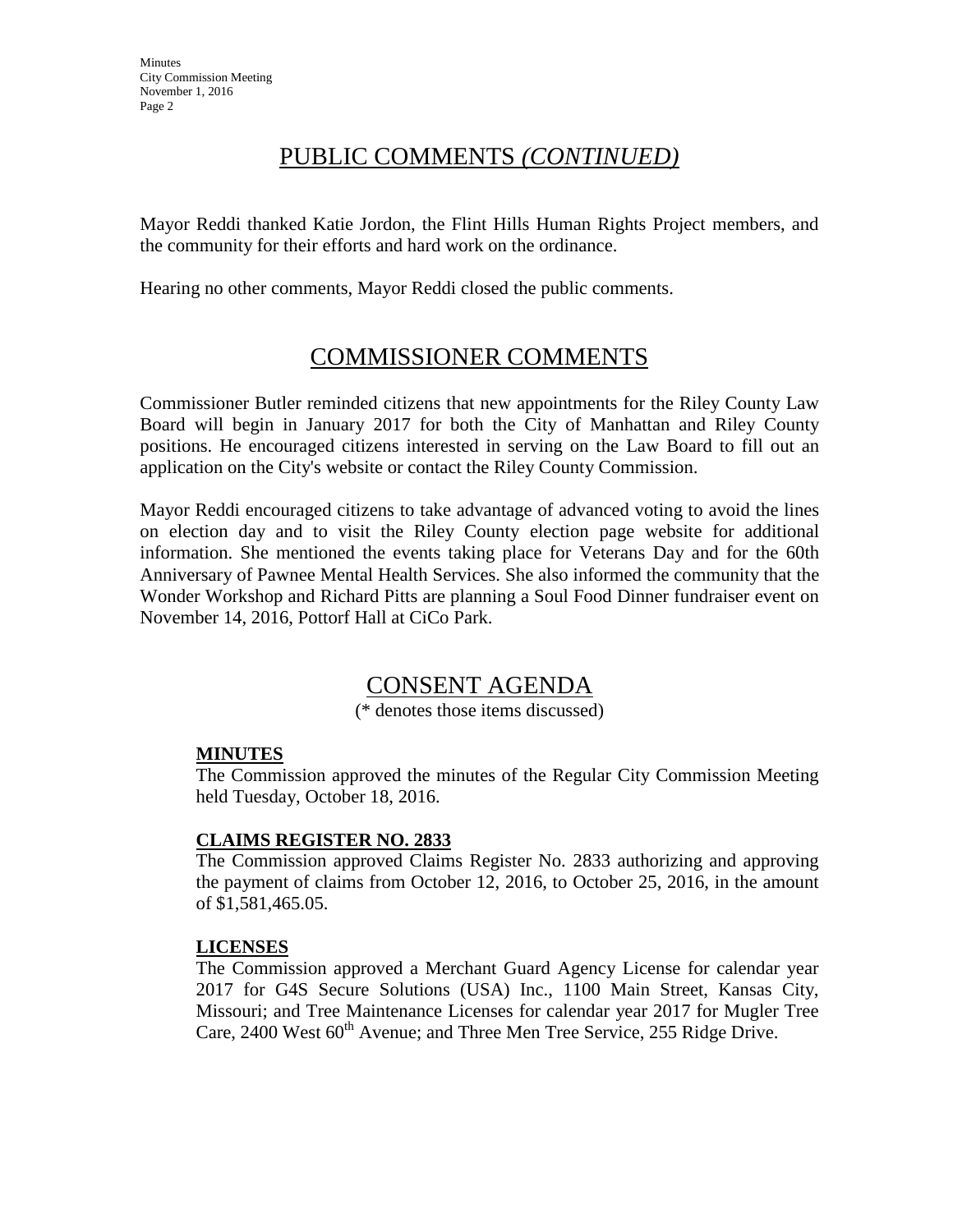## PUBLIC COMMENTS *(CONTINUED)*

Mayor Reddi thanked Katie Jordon, the Flint Hills Human Rights Project members, and the community for their efforts and hard work on the ordinance.

Hearing no other comments, Mayor Reddi closed the public comments.

## COMMISSIONER COMMENTS

Commissioner Butler reminded citizens that new appointments for the Riley County Law Board will begin in January 2017 for both the City of Manhattan and Riley County positions. He encouraged citizens interested in serving on the Law Board to fill out an application on the City's website or contact the Riley County Commission.

Mayor Reddi encouraged citizens to take advantage of advanced voting to avoid the lines on election day and to visit the Riley County election page website for additional information. She mentioned the events taking place for Veterans Day and for the 60th Anniversary of Pawnee Mental Health Services. She also informed the community that the Wonder Workshop and Richard Pitts are planning a Soul Food Dinner fundraiser event on November 14, 2016, Pottorf Hall at CiCo Park.

## CONSENT AGENDA

(* denotes those items discussed)

**MINUTES**

The Commission approved the minutes of the Regular City Commission Meeting held Tuesday, October 18, 2016.

**CLAIMS REGISTER NO. 2833**

The Commission approved Claims Register No. 2833 authorizing and approving the payment of claims from October 12, 2016, to October 25, 2016, in the amount of $1,581,465.05.

**LICENSES**

The Commission approved a Merchant Guard Agency License for calendar year 2017 for G4S Secure Solutions (USA) Inc., 1100 Main Street, Kansas City, Missouri; and Tree Maintenance Licenses for calendar year 2017 for Mugler Tree Care, 2400 West 60th Avenue; and Three Men Tree Service, 255 Ridge Drive.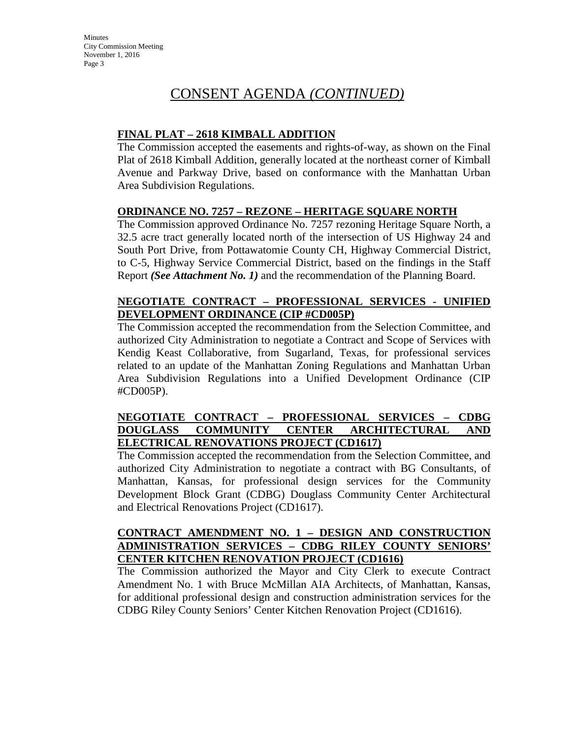# CONSENT AGENDA *(CONTINUED)*

**FINAL PLAT – 2618 KIMBALL ADDITION**

The Commission accepted the easements and rights-of-way, as shown on the Final Plat of 2618 Kimball Addition, generally located at the northeast corner of Kimball Avenue and Parkway Drive, based on conformance with the Manhattan Urban Area Subdivision Regulations.

**ORDINANCE NO. 7257 – REZONE – HERITAGE SQUARE NORTH**

The Commission approved Ordinance No. 7257 rezoning Heritage Square North, a 32.5 acre tract generally located north of the intersection of US Highway 24 and South Port Drive, from Pottawatomie County CH, Highway Commercial District, to C-5, Highway Service Commercial District, based on the findings in the Staff Report ***(See Attachment No. 1)*** and the recommendation of the Planning Board.

**NEGOTIATE CONTRACT – PROFESSIONAL SERVICES - UNIFIED DEVELOPMENT ORDINANCE (CIP #CD005P)**

The Commission accepted the recommendation from the Selection Committee, and authorized City Administration to negotiate a Contract and Scope of Services with Kendig Keast Collaborative, from Sugarland, Texas, for professional services related to an update of the Manhattan Zoning Regulations and Manhattan Urban Area Subdivision Regulations into a Unified Development Ordinance (CIP #CD005P).

**NEGOTIATE CONTRACT – PROFESSIONAL SERVICES – CDBG DOUGLASS COMMUNITY CENTER ARCHITECTURAL AND ELECTRICAL RENOVATIONS PROJECT (CD1617)**

The Commission accepted the recommendation from the Selection Committee, and authorized City Administration to negotiate a contract with BG Consultants, of Manhattan, Kansas, for professional design services for the Community Development Block Grant (CDBG) Douglass Community Center Architectural and Electrical Renovations Project (CD1617).

**CONTRACT AMENDMENT NO. 1 – DESIGN AND CONSTRUCTION ADMINISTRATION SERVICES – CDBG RILEY COUNTY SENIORS' CENTER KITCHEN RENOVATION PROJECT (CD1616)**

The Commission authorized the Mayor and City Clerk to execute Contract Amendment No. 1 with Bruce McMillan AIA Architects, of Manhattan, Kansas, for additional professional design and construction administration services for the CDBG Riley County Seniors' Center Kitchen Renovation Project (CD1616).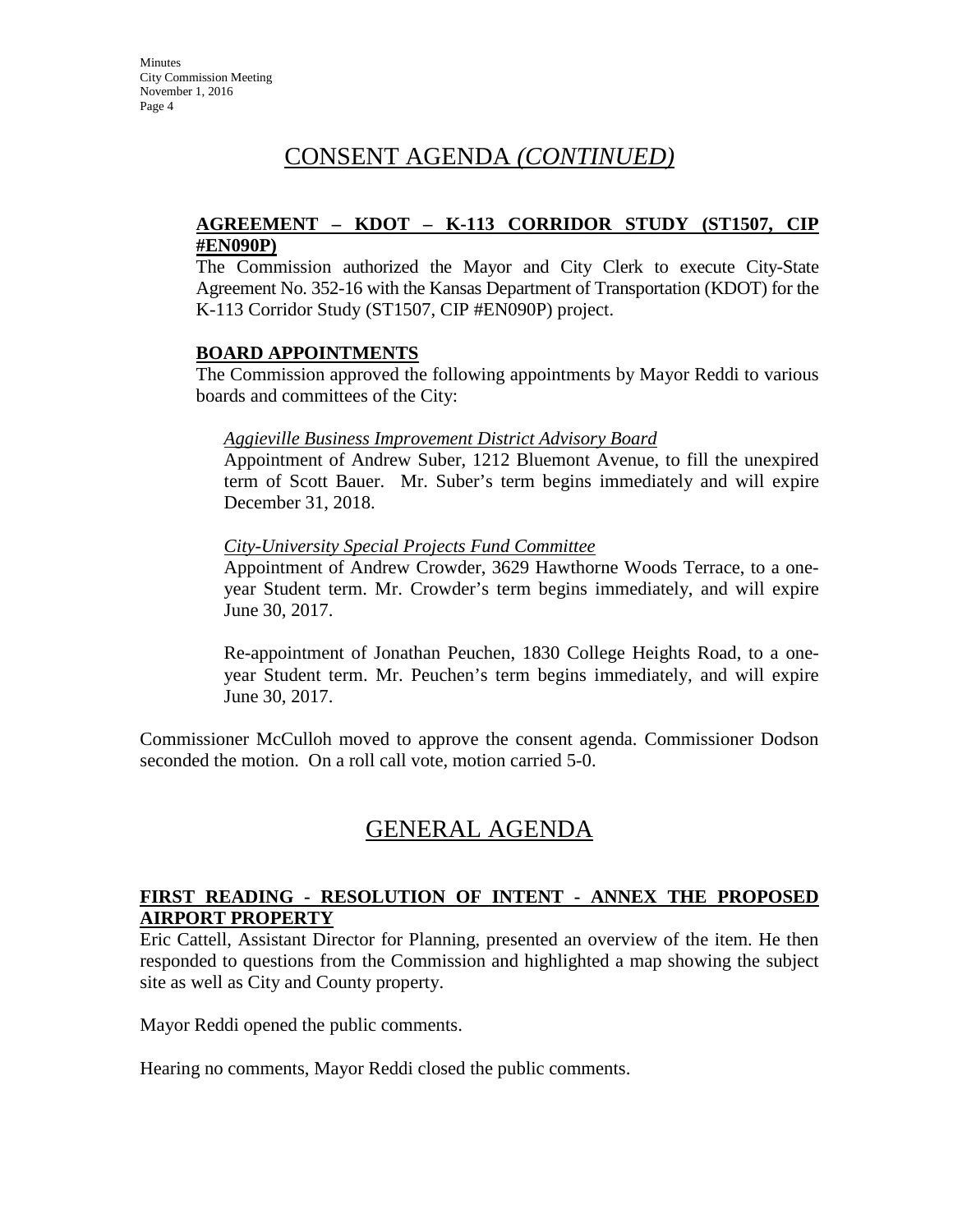# CONSENT AGENDA *(CONTINUED)*

### AGREEMENT – KDOT – K-113 CORRIDOR STUDY (ST1507, CIP #EN090P)

The Commission authorized the Mayor and City Clerk to execute City-State Agreement No. 352-16 with the Kansas Department of Transportation (KDOT) for the K-113 Corridor Study (ST1507, CIP #EN090P) project.

### BOARD APPOINTMENTS

The Commission approved the following appointments by Mayor Reddi to various boards and committees of the City:

*Aggieville Business Improvement District Advisory Board*

Appointment of Andrew Suber, 1212 Bluemont Avenue, to fill the unexpired term of Scott Bauer. Mr. Suber's term begins immediately and will expire December 31, 2018.

*City-University Special Projects Fund Committee*

Appointment of Andrew Crowder, 3629 Hawthorne Woods Terrace, to a one-year Student term. Mr. Crowder's term begins immediately, and will expire June 30, 2017.

Re-appointment of Jonathan Peuchen, 1830 College Heights Road, to a one-year Student term. Mr. Peuchen's term begins immediately, and will expire June 30, 2017.

Commissioner McCulloh moved to approve the consent agenda. Commissioner Dodson seconded the motion. On a roll call vote, motion carried 5-0.

# GENERAL AGENDA

### FIRST READING - RESOLUTION OF INTENT - ANNEX THE PROPOSED AIRPORT PROPERTY

Eric Cattell, Assistant Director for Planning, presented an overview of the item. He then responded to questions from the Commission and highlighted a map showing the subject site as well as City and County property.

Mayor Reddi opened the public comments.

Hearing no comments, Mayor Reddi closed the public comments.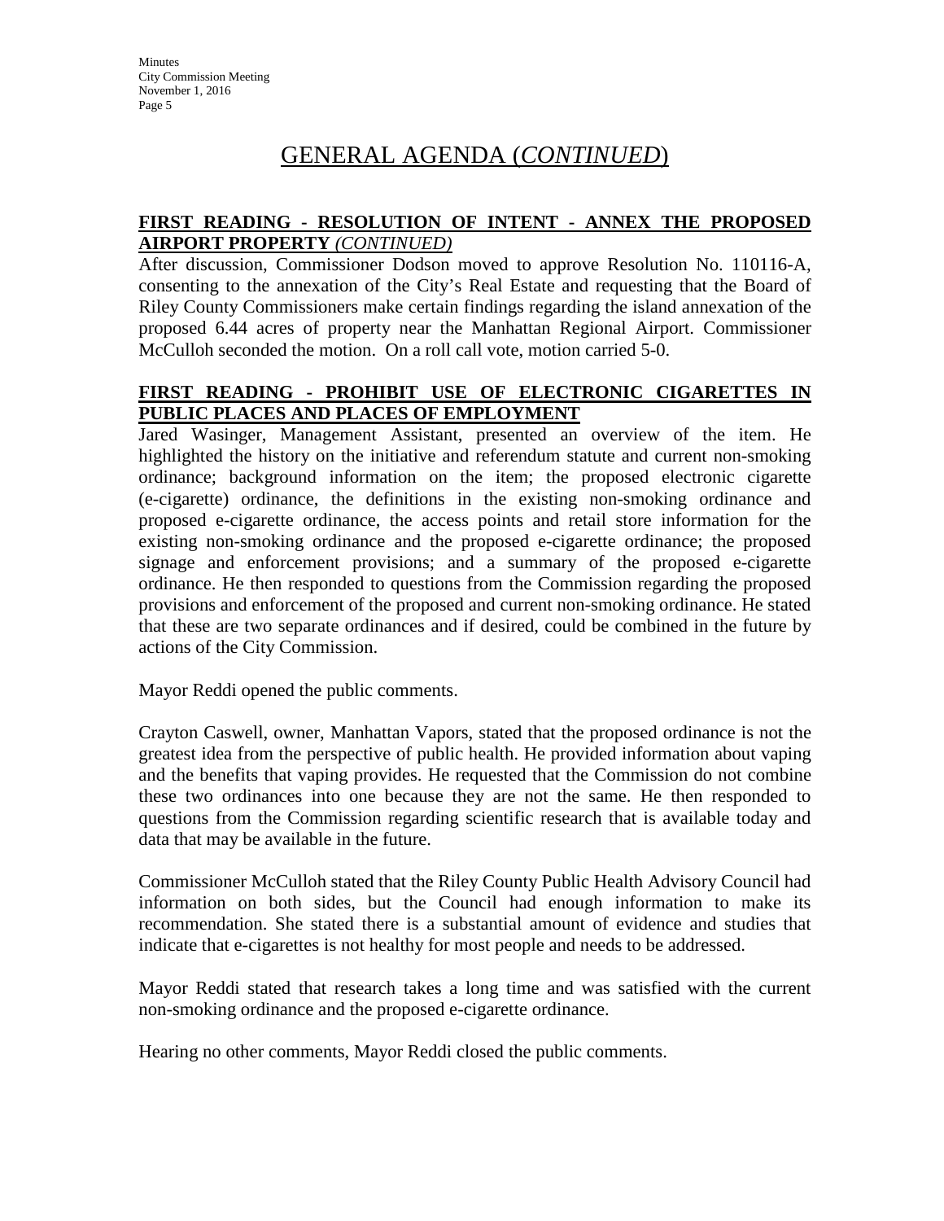## GENERAL AGENDA (*CONTINUED*)

**FIRST READING - RESOLUTION OF INTENT - ANNEX THE PROPOSED AIRPORT PROPERTY** *(CONTINUED)*

After discussion, Commissioner Dodson moved to approve Resolution No. 110116-A, consenting to the annexation of the City's Real Estate and requesting that the Board of Riley County Commissioners make certain findings regarding the island annexation of the proposed 6.44 acres of property near the Manhattan Regional Airport. Commissioner McCulloh seconded the motion. On a roll call vote, motion carried 5-0.

**FIRST READING - PROHIBIT USE OF ELECTRONIC CIGARETTES IN PUBLIC PLACES AND PLACES OF EMPLOYMENT**

Jared Wasinger, Management Assistant, presented an overview of the item. He highlighted the history on the initiative and referendum statute and current non-smoking ordinance; background information on the item; the proposed electronic cigarette (e-cigarette) ordinance, the definitions in the existing non-smoking ordinance and proposed e-cigarette ordinance, the access points and retail store information for the existing non-smoking ordinance and the proposed e-cigarette ordinance; the proposed signage and enforcement provisions; and a summary of the proposed e-cigarette ordinance. He then responded to questions from the Commission regarding the proposed provisions and enforcement of the proposed and current non-smoking ordinance. He stated that these are two separate ordinances and if desired, could be combined in the future by actions of the City Commission.

Mayor Reddi opened the public comments.

Crayton Caswell, owner, Manhattan Vapors, stated that the proposed ordinance is not the greatest idea from the perspective of public health. He provided information about vaping and the benefits that vaping provides. He requested that the Commission do not combine these two ordinances into one because they are not the same. He then responded to questions from the Commission regarding scientific research that is available today and data that may be available in the future.

Commissioner McCulloh stated that the Riley County Public Health Advisory Council had information on both sides, but the Council had enough information to make its recommendation. She stated there is a substantial amount of evidence and studies that indicate that e-cigarettes is not healthy for most people and needs to be addressed.

Mayor Reddi stated that research takes a long time and was satisfied with the current non-smoking ordinance and the proposed e-cigarette ordinance.

Hearing no other comments, Mayor Reddi closed the public comments.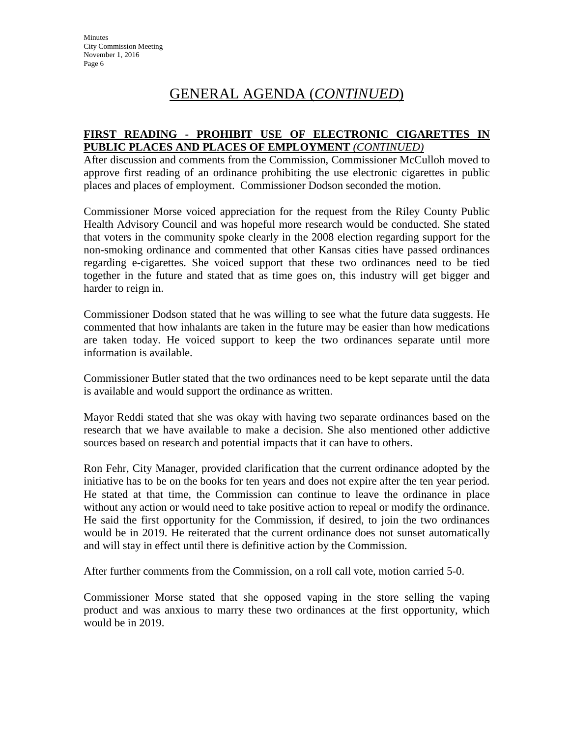# GENERAL AGENDA (*CONTINUED*)

**FIRST READING - PROHIBIT USE OF ELECTRONIC CIGARETTES IN PUBLIC PLACES AND PLACES OF EMPLOYMENT** ***(CONTINUED)***

After discussion and comments from the Commission, Commissioner McCulloh moved to approve first reading of an ordinance prohibiting the use electronic cigarettes in public places and places of employment. Commissioner Dodson seconded the motion.

Commissioner Morse voiced appreciation for the request from the Riley County Public Health Advisory Council and was hopeful more research would be conducted. She stated that voters in the community spoke clearly in the 2008 election regarding support for the non-smoking ordinance and commented that other Kansas cities have passed ordinances regarding e-cigarettes. She voiced support that these two ordinances need to be tied together in the future and stated that as time goes on, this industry will get bigger and harder to reign in.

Commissioner Dodson stated that he was willing to see what the future data suggests. He commented that how inhalants are taken in the future may be easier than how medications are taken today. He voiced support to keep the two ordinances separate until more information is available.

Commissioner Butler stated that the two ordinances need to be kept separate until the data is available and would support the ordinance as written.

Mayor Reddi stated that she was okay with having two separate ordinances based on the research that we have available to make a decision. She also mentioned other addictive sources based on research and potential impacts that it can have to others.

Ron Fehr, City Manager, provided clarification that the current ordinance adopted by the initiative has to be on the books for ten years and does not expire after the ten year period. He stated at that time, the Commission can continue to leave the ordinance in place without any action or would need to take positive action to repeal or modify the ordinance. He said the first opportunity for the Commission, if desired, to join the two ordinances would be in 2019. He reiterated that the current ordinance does not sunset automatically and will stay in effect until there is definitive action by the Commission.

After further comments from the Commission, on a roll call vote, motion carried 5-0.

Commissioner Morse stated that she opposed vaping in the store selling the vaping product and was anxious to marry these two ordinances at the first opportunity, which would be in 2019.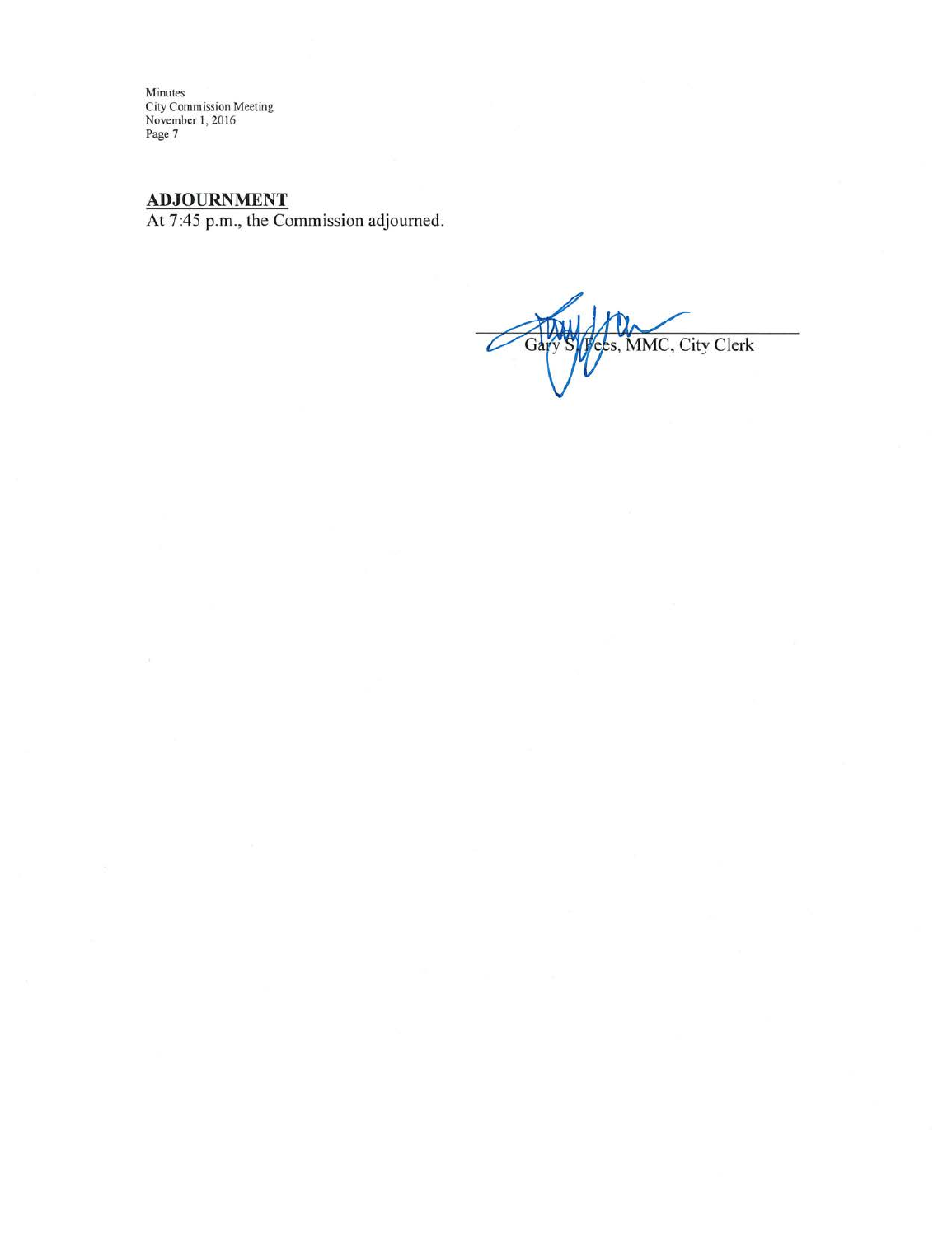## ADJOURNMENT

At 7:45 p.m., the Commission adjourned.

Gary S. Fees, MMC, City Clerk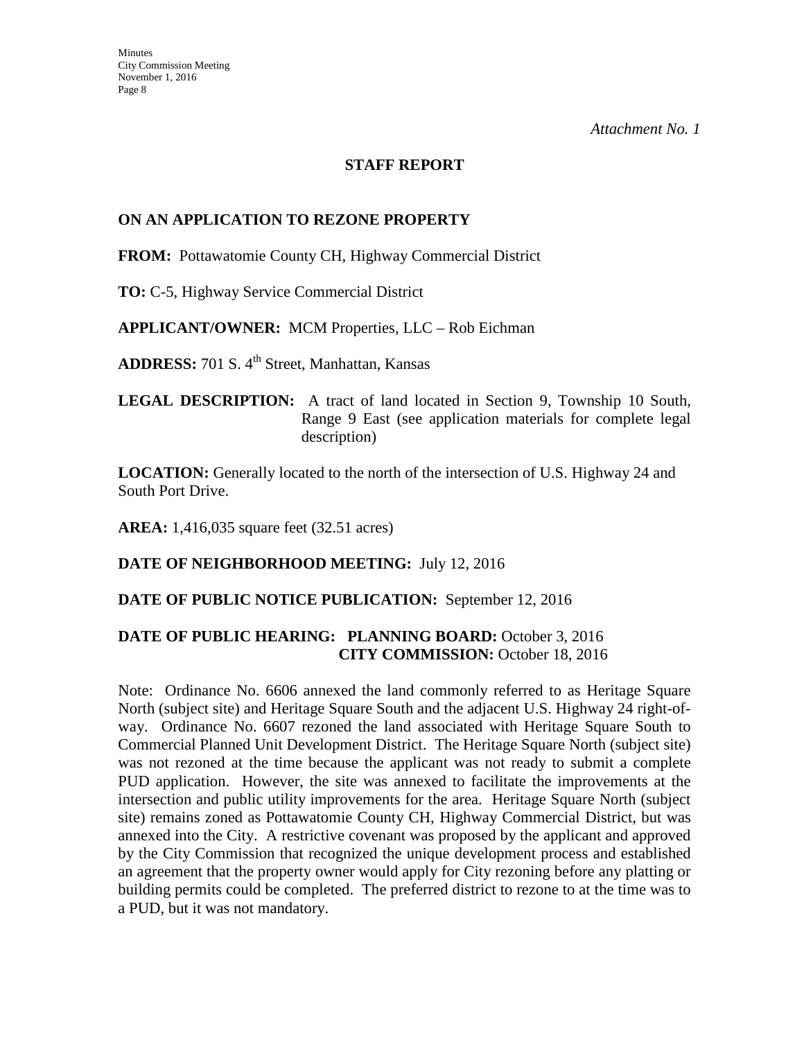*Attachment No. 1*

## STAFF REPORT

### ON AN APPLICATION TO REZONE PROPERTY

**FROM:** Pottawatomie County CH, Highway Commercial District

**TO:** C-5, Highway Service Commercial District

**APPLICANT/OWNER:** MCM Properties, LLC – Rob Eichman

**ADDRESS:** 701 S. 4th Street, Manhattan, Kansas

**LEGAL DESCRIPTION:** A tract of land located in Section 9, Township 10 South, Range 9 East (see application materials for complete legal description)

**LOCATION:** Generally located to the north of the intersection of U.S. Highway 24 and South Port Drive.

**AREA:** 1,416,035 square feet (32.51 acres)

**DATE OF NEIGHBORHOOD MEETING:** July 12, 2016

**DATE OF PUBLIC NOTICE PUBLICATION:** September 12, 2016

**DATE OF PUBLIC HEARING: PLANNING BOARD:** October 3, 2016
**CITY COMMISSION:** October 18, 2016

Note: Ordinance No. 6606 annexed the land commonly referred to as Heritage Square North (subject site) and Heritage Square South and the adjacent U.S. Highway 24 right-of-way. Ordinance No. 6607 rezoned the land associated with Heritage Square South to Commercial Planned Unit Development District. The Heritage Square North (subject site) was not rezoned at the time because the applicant was not ready to submit a complete PUD application. However, the site was annexed to facilitate the improvements at the intersection and public utility improvements for the area. Heritage Square North (subject site) remains zoned as Pottawatomie County CH, Highway Commercial District, but was annexed into the City. A restrictive covenant was proposed by the applicant and approved by the City Commission that recognized the unique development process and established an agreement that the property owner would apply for City rezoning before any platting or building permits could be completed. The preferred district to rezone to at the time was to a PUD, but it was not mandatory.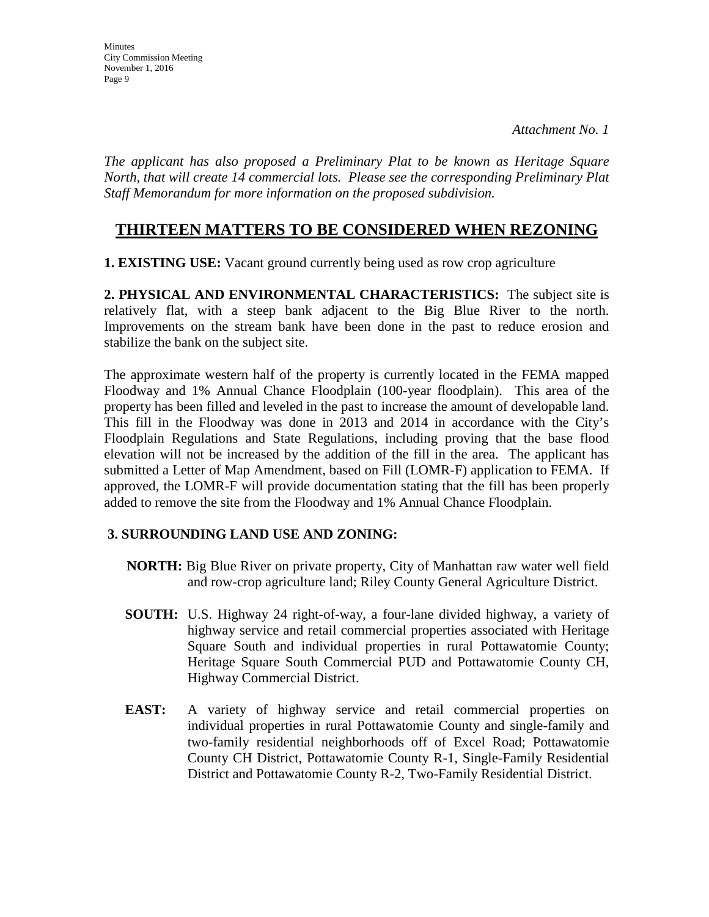*Attachment No. 1*

*The applicant has also proposed a Preliminary Plat to be known as Heritage Square North, that will create 14 commercial lots. Please see the corresponding Preliminary Plat Staff Memorandum for more information on the proposed subdivision.*

## THIRTEEN MATTERS TO BE CONSIDERED WHEN REZONING

**1. EXISTING USE:** Vacant ground currently being used as row crop agriculture

**2. PHYSICAL AND ENVIRONMENTAL CHARACTERISTICS:** The subject site is relatively flat, with a steep bank adjacent to the Big Blue River to the north. Improvements on the stream bank have been done in the past to reduce erosion and stabilize the bank on the subject site.

The approximate western half of the property is currently located in the FEMA mapped Floodway and 1% Annual Chance Floodplain (100-year floodplain). This area of the property has been filled and leveled in the past to increase the amount of developable land. This fill in the Floodway was done in 2013 and 2014 in accordance with the City's Floodplain Regulations and State Regulations, including proving that the base flood elevation will not be increased by the addition of the fill in the area. The applicant has submitted a Letter of Map Amendment, based on Fill (LOMR-F) application to FEMA. If approved, the LOMR-F will provide documentation stating that the fill has been properly added to remove the site from the Floodway and 1% Annual Chance Floodplain.

**3. SURROUNDING LAND USE AND ZONING:**

**NORTH:** Big Blue River on private property, City of Manhattan raw water well field and row-crop agriculture land; Riley County General Agriculture District.

**SOUTH:** U.S. Highway 24 right-of-way, a four-lane divided highway, a variety of highway service and retail commercial properties associated with Heritage Square South and individual properties in rural Pottawatomie County; Heritage Square South Commercial PUD and Pottawatomie County CH, Highway Commercial District.

**EAST:** A variety of highway service and retail commercial properties on individual properties in rural Pottawatomie County and single-family and two-family residential neighborhoods off of Excel Road; Pottawatomie County CH District, Pottawatomie County R-1, Single-Family Residential District and Pottawatomie County R-2, Two-Family Residential District.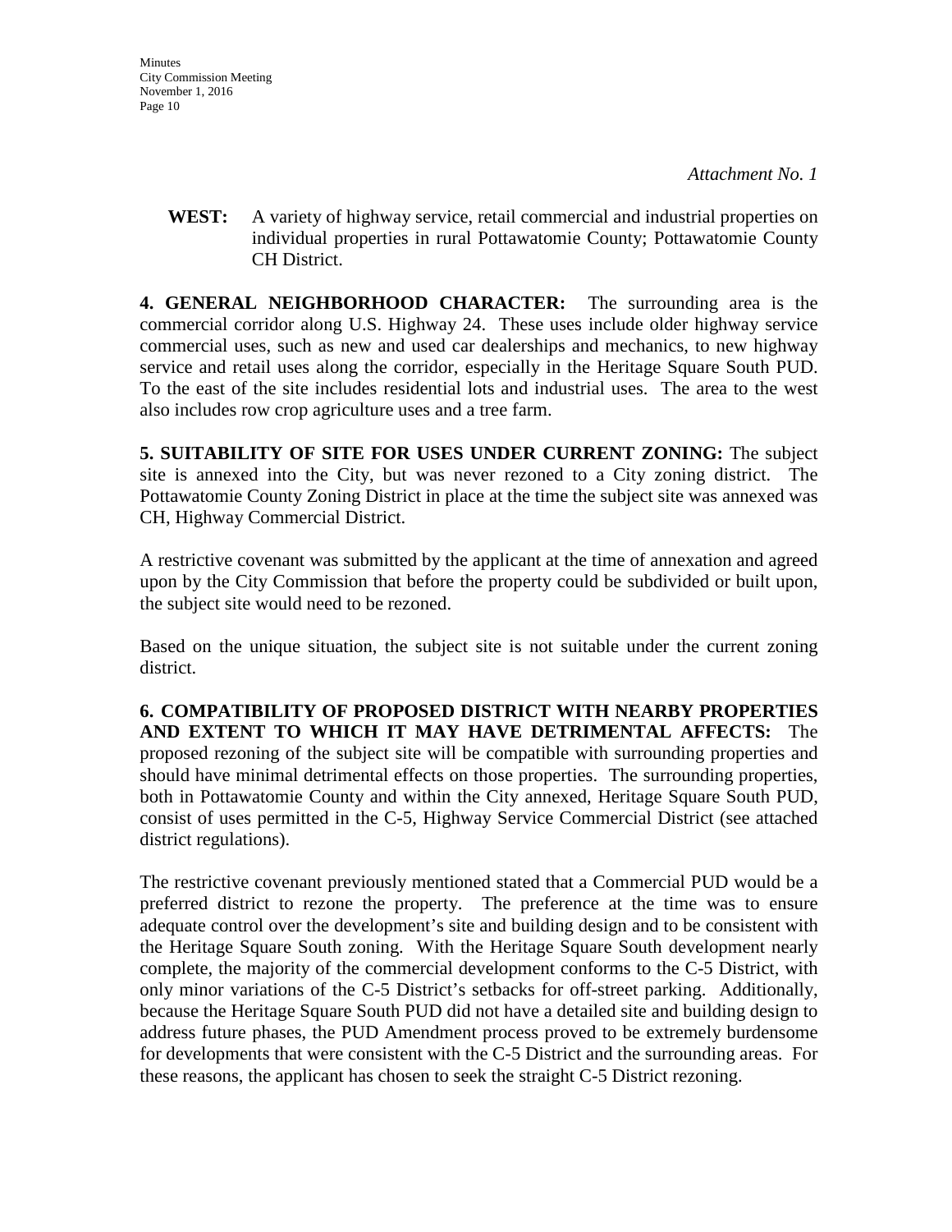*Attachment No. 1*

**WEST:** A variety of highway service, retail commercial and industrial properties on individual properties in rural Pottawatomie County; Pottawatomie County CH District.

**4. GENERAL NEIGHBORHOOD CHARACTER:** The surrounding area is the commercial corridor along U.S. Highway 24. These uses include older highway service commercial uses, such as new and used car dealerships and mechanics, to new highway service and retail uses along the corridor, especially in the Heritage Square South PUD. To the east of the site includes residential lots and industrial uses. The area to the west also includes row crop agriculture uses and a tree farm.

**5. SUITABILITY OF SITE FOR USES UNDER CURRENT ZONING:** The subject site is annexed into the City, but was never rezoned to a City zoning district. The Pottawatomie County Zoning District in place at the time the subject site was annexed was CH, Highway Commercial District.

A restrictive covenant was submitted by the applicant at the time of annexation and agreed upon by the City Commission that before the property could be subdivided or built upon, the subject site would need to be rezoned.

Based on the unique situation, the subject site is not suitable under the current zoning district.

**6. COMPATIBILITY OF PROPOSED DISTRICT WITH NEARBY PROPERTIES AND EXTENT TO WHICH IT MAY HAVE DETRIMENTAL AFFECTS:** The proposed rezoning of the subject site will be compatible with surrounding properties and should have minimal detrimental effects on those properties. The surrounding properties, both in Pottawatomie County and within the City annexed, Heritage Square South PUD, consist of uses permitted in the C-5, Highway Service Commercial District (see attached district regulations).

The restrictive covenant previously mentioned stated that a Commercial PUD would be a preferred district to rezone the property. The preference at the time was to ensure adequate control over the development's site and building design and to be consistent with the Heritage Square South zoning. With the Heritage Square South development nearly complete, the majority of the commercial development conforms to the C-5 District, with only minor variations of the C-5 District's setbacks for off-street parking. Additionally, because the Heritage Square South PUD did not have a detailed site and building design to address future phases, the PUD Amendment process proved to be extremely burdensome for developments that were consistent with the C-5 District and the surrounding areas. For these reasons, the applicant has chosen to seek the straight C-5 District rezoning.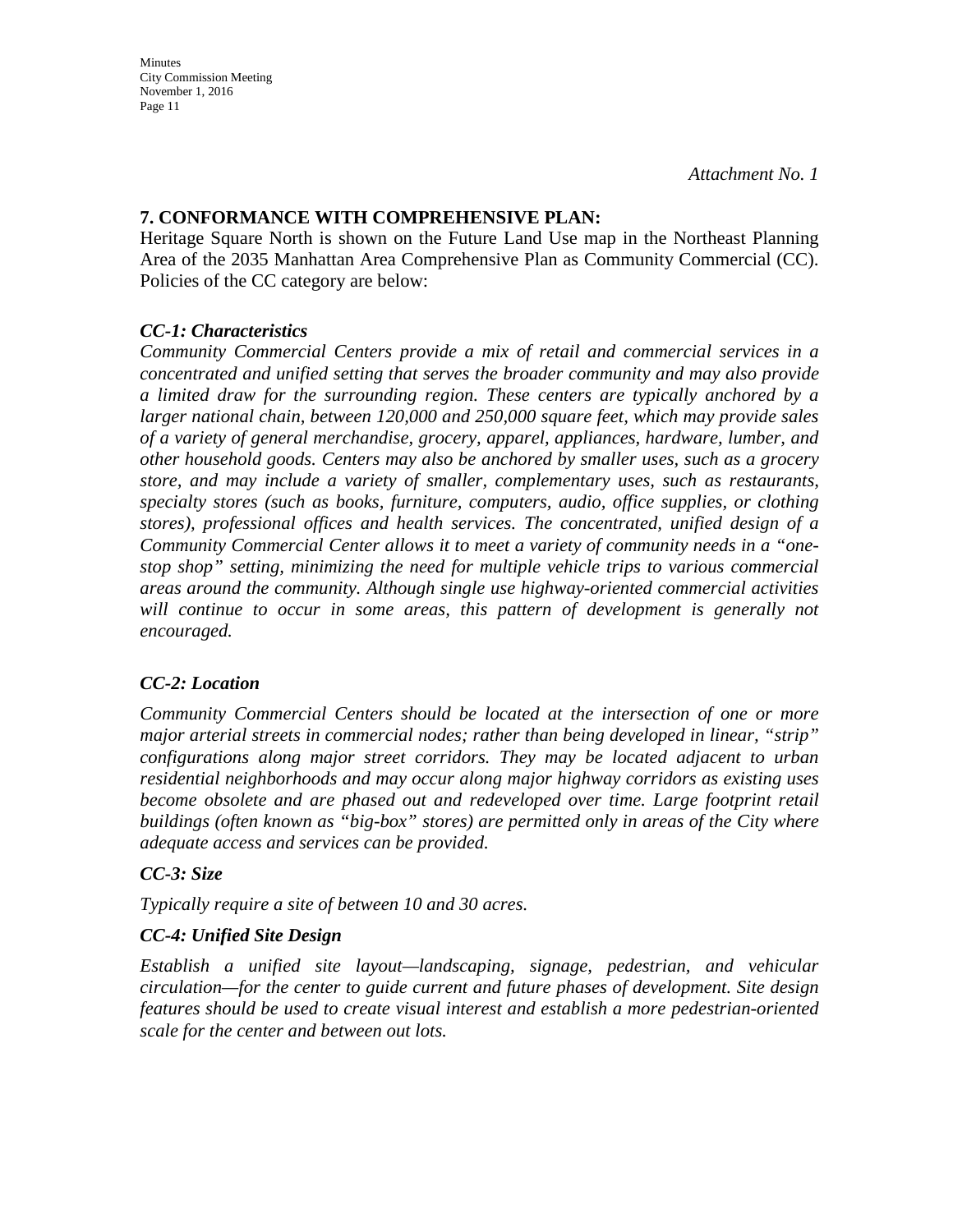*Attachment No. 1*

## 7. CONFORMANCE WITH COMPREHENSIVE PLAN:

Heritage Square North is shown on the Future Land Use map in the Northeast Planning Area of the 2035 Manhattan Area Comprehensive Plan as Community Commercial (CC). Policies of the CC category are below:

### *CC-1: Characteristics*

*Community Commercial Centers provide a mix of retail and commercial services in a concentrated and unified setting that serves the broader community and may also provide a limited draw for the surrounding region. These centers are typically anchored by a larger national chain, between 120,000 and 250,000 square feet, which may provide sales of a variety of general merchandise, grocery, apparel, appliances, hardware, lumber, and other household goods. Centers may also be anchored by smaller uses, such as a grocery store, and may include a variety of smaller, complementary uses, such as restaurants, specialty stores (such as books, furniture, computers, audio, office supplies, or clothing stores), professional offices and health services. The concentrated, unified design of a Community Commercial Center allows it to meet a variety of community needs in a "one-stop shop" setting, minimizing the need for multiple vehicle trips to various commercial areas around the community. Although single use highway-oriented commercial activities will continue to occur in some areas, this pattern of development is generally not encouraged.*

### *CC-2: Location*

*Community Commercial Centers should be located at the intersection of one or more major arterial streets in commercial nodes; rather than being developed in linear, "strip" configurations along major street corridors. They may be located adjacent to urban residential neighborhoods and may occur along major highway corridors as existing uses become obsolete and are phased out and redeveloped over time. Large footprint retail buildings (often known as "big-box" stores) are permitted only in areas of the City where adequate access and services can be provided.*

### *CC-3: Size*

*Typically require a site of between 10 and 30 acres.*

### *CC-4: Unified Site Design*

*Establish a unified site layout—landscaping, signage, pedestrian, and vehicular circulation—for the center to guide current and future phases of development. Site design features should be used to create visual interest and establish a more pedestrian-oriented scale for the center and between out lots.*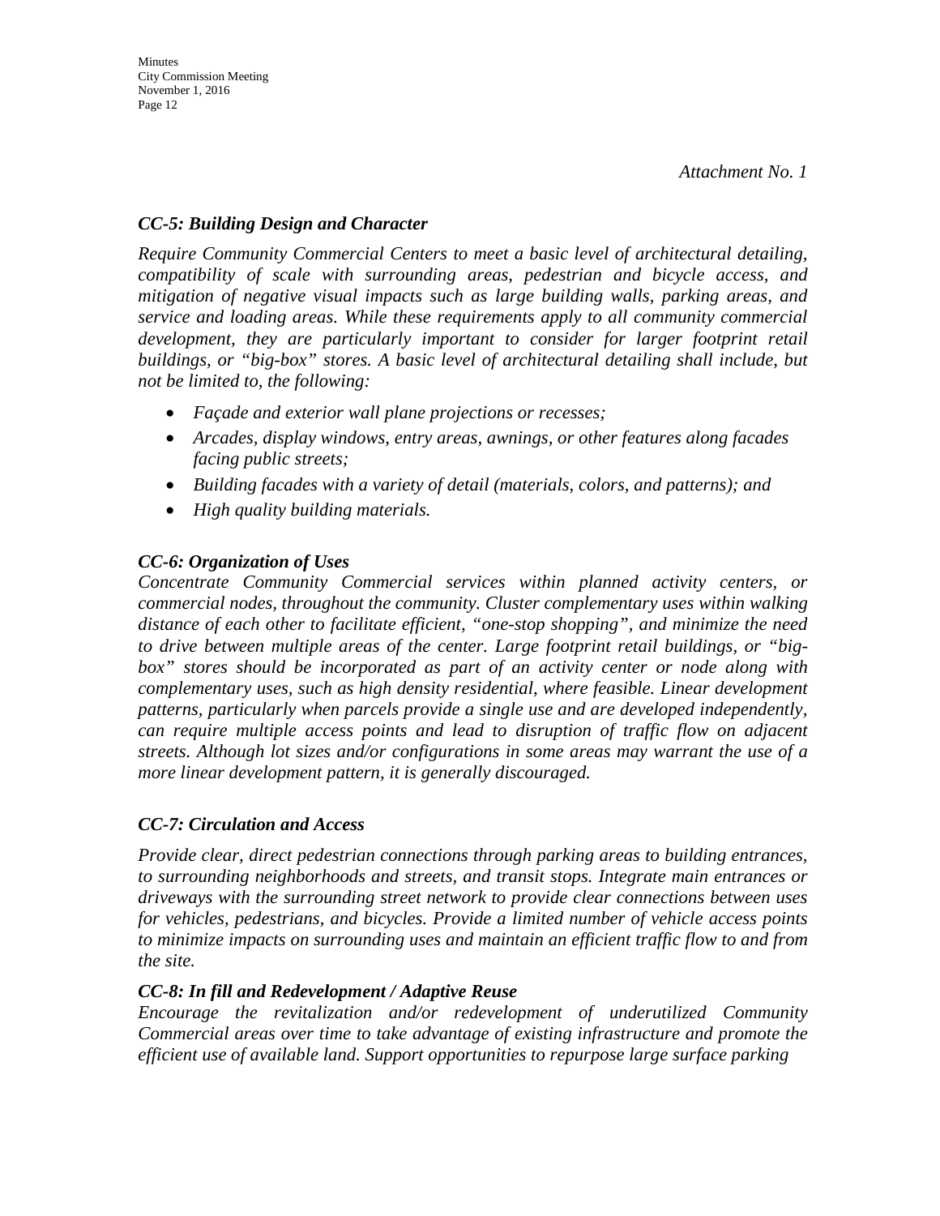*Attachment No. 1*

### *CC-5: Building Design and Character*

*Require Community Commercial Centers to meet a basic level of architectural detailing, compatibility of scale with surrounding areas, pedestrian and bicycle access, and mitigation of negative visual impacts such as large building walls, parking areas, and service and loading areas. While these requirements apply to all community commercial development, they are particularly important to consider for larger footprint retail buildings, or "big-box" stores. A basic level of architectural detailing shall include, but not be limited to, the following:*

- *Façade and exterior wall plane projections or recesses;*
- *Arcades, display windows, entry areas, awnings, or other features along facades facing public streets;*
- *Building facades with a variety of detail (materials, colors, and patterns); and*
- *High quality building materials.*

### *CC-6: Organization of Uses*

*Concentrate Community Commercial services within planned activity centers, or commercial nodes, throughout the community. Cluster complementary uses within walking distance of each other to facilitate efficient, "one-stop shopping", and minimize the need to drive between multiple areas of the center. Large footprint retail buildings, or "big-box" stores should be incorporated as part of an activity center or node along with complementary uses, such as high density residential, where feasible. Linear development patterns, particularly when parcels provide a single use and are developed independently, can require multiple access points and lead to disruption of traffic flow on adjacent streets. Although lot sizes and/or configurations in some areas may warrant the use of a more linear development pattern, it is generally discouraged.*

### *CC-7: Circulation and Access*

*Provide clear, direct pedestrian connections through parking areas to building entrances, to surrounding neighborhoods and streets, and transit stops. Integrate main entrances or driveways with the surrounding street network to provide clear connections between uses for vehicles, pedestrians, and bicycles. Provide a limited number of vehicle access points to minimize impacts on surrounding uses and maintain an efficient traffic flow to and from the site.*

### *CC-8: In fill and Redevelopment / Adaptive Reuse*

*Encourage the revitalization and/or redevelopment of underutilized Community Commercial areas over time to take advantage of existing infrastructure and promote the efficient use of available land. Support opportunities to repurpose large surface parking*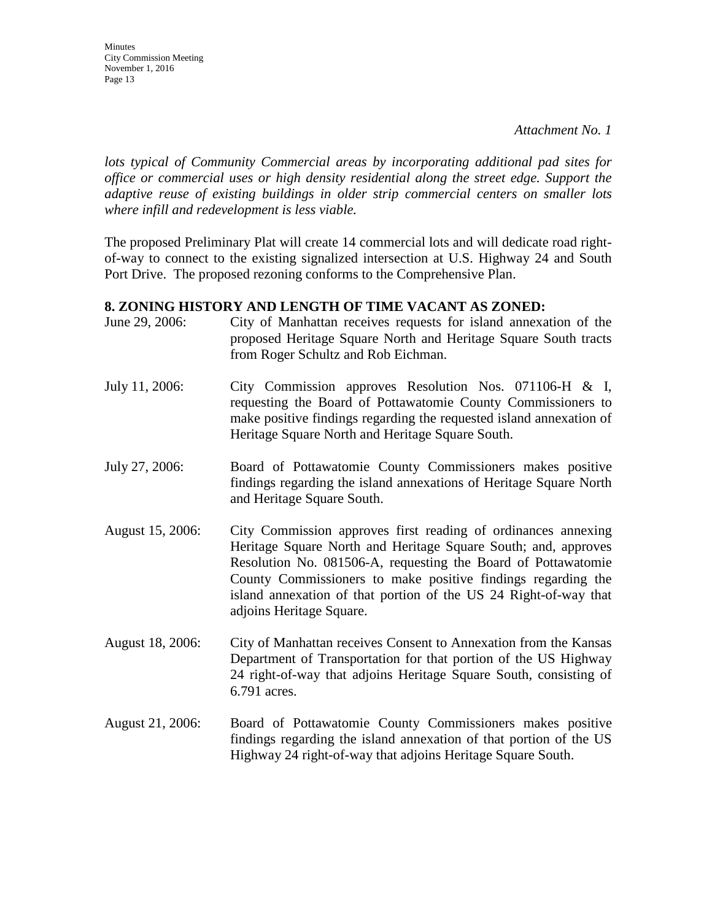*Attachment No. 1*

*lots typical of Community Commercial areas by incorporating additional pad sites for office or commercial uses or high density residential along the street edge. Support the adaptive reuse of existing buildings in older strip commercial centers on smaller lots where infill and redevelopment is less viable.*

The proposed Preliminary Plat will create 14 commercial lots and will dedicate road right-of-way to connect to the existing signalized intersection at U.S. Highway 24 and South Port Drive. The proposed rezoning conforms to the Comprehensive Plan.

**8. ZONING HISTORY AND LENGTH OF TIME VACANT AS ZONED:**

June 29, 2006: City of Manhattan receives requests for island annexation of the proposed Heritage Square North and Heritage Square South tracts from Roger Schultz and Rob Eichman.

July 11, 2006: City Commission approves Resolution Nos. 071106-H & I, requesting the Board of Pottawatomie County Commissioners to make positive findings regarding the requested island annexation of Heritage Square North and Heritage Square South.

July 27, 2006: Board of Pottawatomie County Commissioners makes positive findings regarding the island annexations of Heritage Square North and Heritage Square South.

August 15, 2006: City Commission approves first reading of ordinances annexing Heritage Square North and Heritage Square South; and, approves Resolution No. 081506-A, requesting the Board of Pottawatomie County Commissioners to make positive findings regarding the island annexation of that portion of the US 24 Right-of-way that adjoins Heritage Square.

August 18, 2006: City of Manhattan receives Consent to Annexation from the Kansas Department of Transportation for that portion of the US Highway 24 right-of-way that adjoins Heritage Square South, consisting of 6.791 acres.

August 21, 2006: Board of Pottawatomie County Commissioners makes positive findings regarding the island annexation of that portion of the US Highway 24 right-of-way that adjoins Heritage Square South.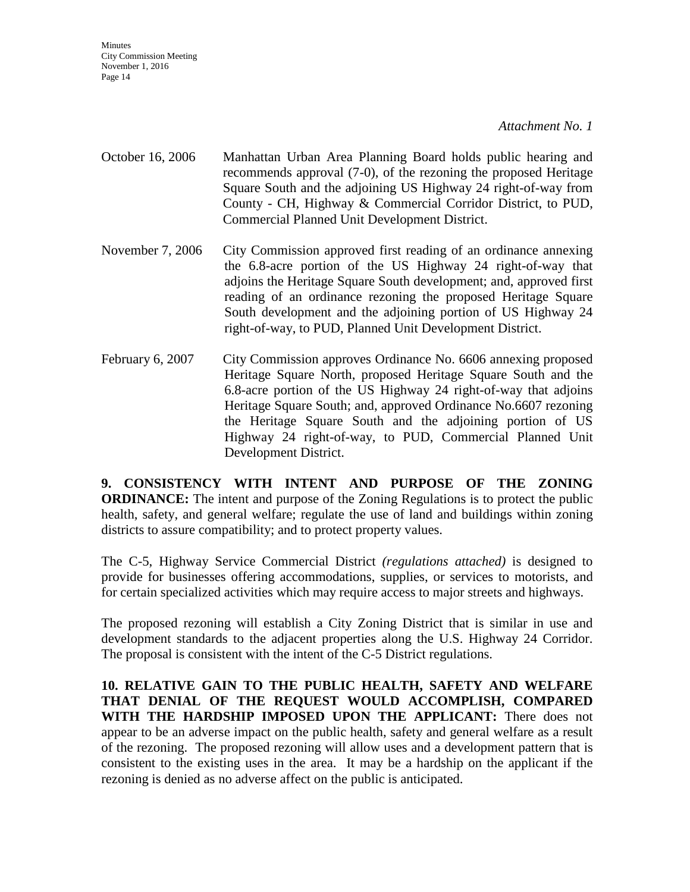*Attachment No. 1*

October 16, 2006 Manhattan Urban Area Planning Board holds public hearing and recommends approval (7-0), of the rezoning the proposed Heritage Square South and the adjoining US Highway 24 right-of-way from County - CH, Highway & Commercial Corridor District, to PUD, Commercial Planned Unit Development District.

November 7, 2006 City Commission approved first reading of an ordinance annexing the 6.8-acre portion of the US Highway 24 right-of-way that adjoins the Heritage Square South development; and, approved first reading of an ordinance rezoning the proposed Heritage Square South development and the adjoining portion of US Highway 24 right-of-way, to PUD, Planned Unit Development District.

February 6, 2007 City Commission approves Ordinance No. 6606 annexing proposed Heritage Square North, proposed Heritage Square South and the 6.8-acre portion of the US Highway 24 right-of-way that adjoins Heritage Square South; and, approved Ordinance No.6607 rezoning the Heritage Square South and the adjoining portion of US Highway 24 right-of-way, to PUD, Commercial Planned Unit Development District.

**9. CONSISTENCY WITH INTENT AND PURPOSE OF THE ZONING ORDINANCE:** The intent and purpose of the Zoning Regulations is to protect the public health, safety, and general welfare; regulate the use of land and buildings within zoning districts to assure compatibility; and to protect property values.

The C-5, Highway Service Commercial District *(regulations attached)* is designed to provide for businesses offering accommodations, supplies, or services to motorists, and for certain specialized activities which may require access to major streets and highways.

The proposed rezoning will establish a City Zoning District that is similar in use and development standards to the adjacent properties along the U.S. Highway 24 Corridor. The proposal is consistent with the intent of the C-5 District regulations.

**10. RELATIVE GAIN TO THE PUBLIC HEALTH, SAFETY AND WELFARE THAT DENIAL OF THE REQUEST WOULD ACCOMPLISH, COMPARED WITH THE HARDSHIP IMPOSED UPON THE APPLICANT:** There does not appear to be an adverse impact on the public health, safety and general welfare as a result of the rezoning. The proposed rezoning will allow uses and a development pattern that is consistent to the existing uses in the area. It may be a hardship on the applicant if the rezoning is denied as no adverse affect on the public is anticipated.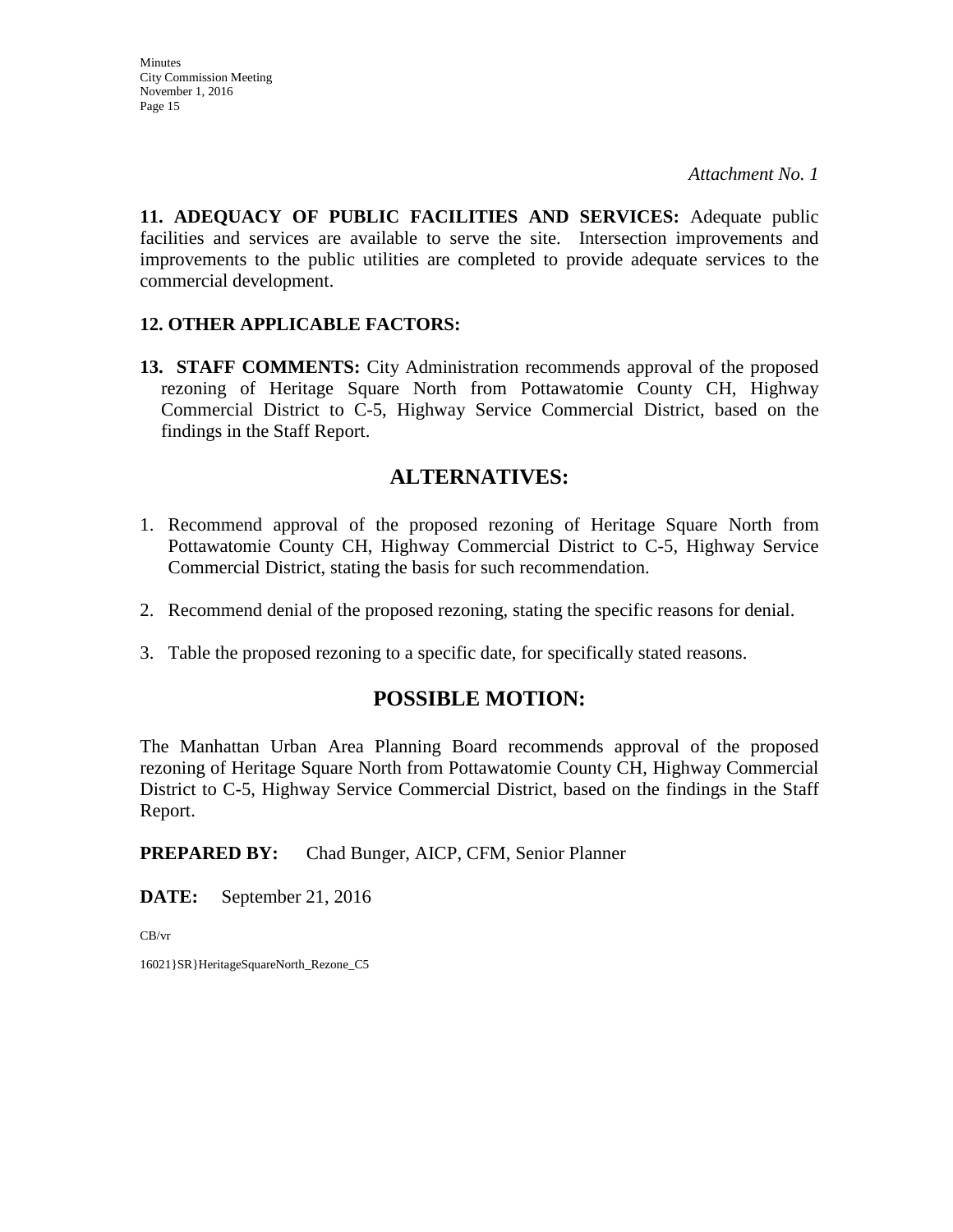*Attachment No. 1*

**11. ADEQUACY OF PUBLIC FACILITIES AND SERVICES:** Adequate public facilities and services are available to serve the site. Intersection improvements and improvements to the public utilities are completed to provide adequate services to the commercial development.

**12. OTHER APPLICABLE FACTORS:**

**13. STAFF COMMENTS:** City Administration recommends approval of the proposed rezoning of Heritage Square North from Pottawatomie County CH, Highway Commercial District to C-5, Highway Service Commercial District, based on the findings in the Staff Report.

## ALTERNATIVES:

1. Recommend approval of the proposed rezoning of Heritage Square North from Pottawatomie County CH, Highway Commercial District to C-5, Highway Service Commercial District, stating the basis for such recommendation.

2. Recommend denial of the proposed rezoning, stating the specific reasons for denial.

3. Table the proposed rezoning to a specific date, for specifically stated reasons.

## POSSIBLE MOTION:

The Manhattan Urban Area Planning Board recommends approval of the proposed rezoning of Heritage Square North from Pottawatomie County CH, Highway Commercial District to C-5, Highway Service Commercial District, based on the findings in the Staff Report.

**PREPARED BY:** Chad Bunger, AICP, CFM, Senior Planner

**DATE:** September 21, 2016

CB/vr

16021}SR}HeritageSquareNorth_Rezone_C5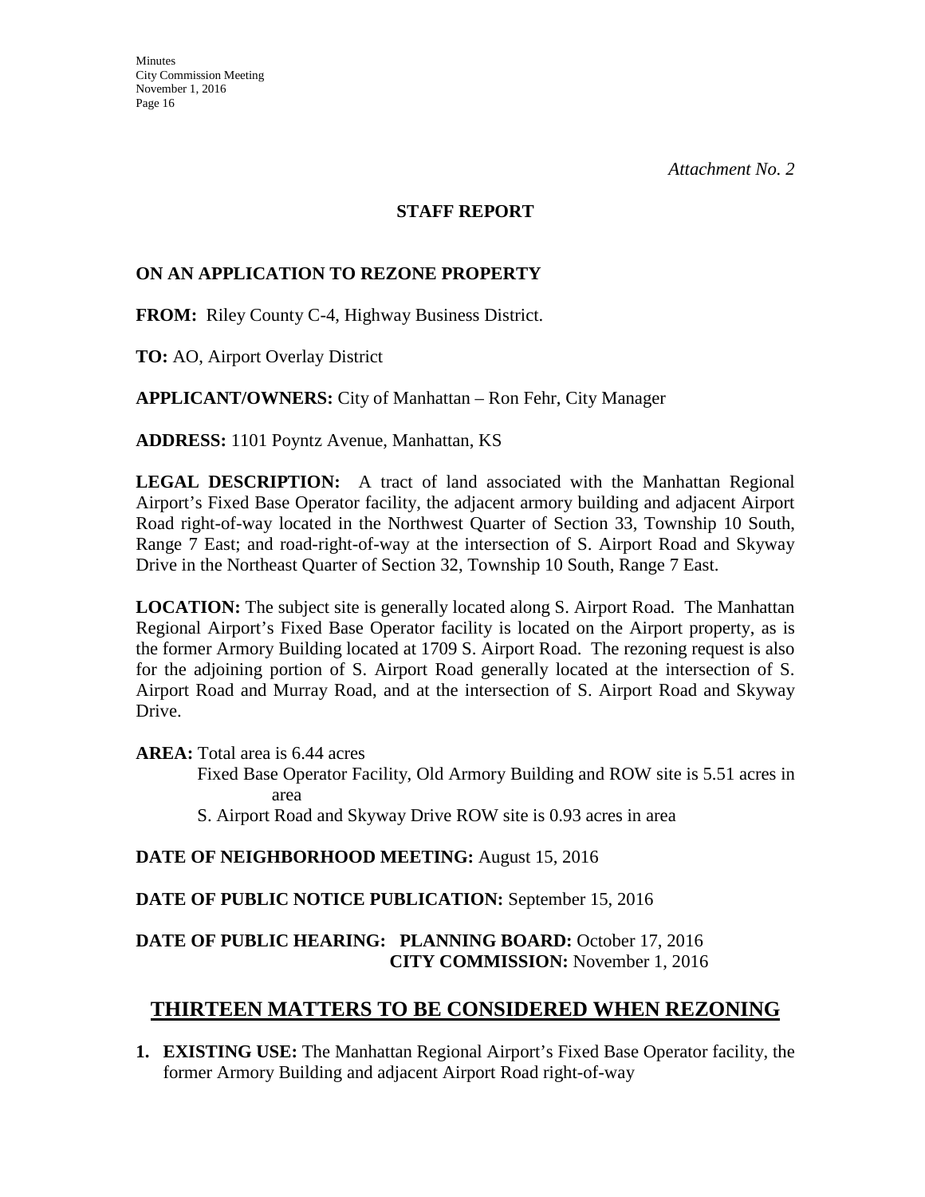*Attachment No. 2*

**STAFF REPORT**

**ON AN APPLICATION TO REZONE PROPERTY**

**FROM:** Riley County C-4, Highway Business District.

**TO:** AO, Airport Overlay District

**APPLICANT/OWNERS:** City of Manhattan – Ron Fehr, City Manager

**ADDRESS:** 1101 Poyntz Avenue, Manhattan, KS

**LEGAL DESCRIPTION:** A tract of land associated with the Manhattan Regional Airport's Fixed Base Operator facility, the adjacent armory building and adjacent Airport Road right-of-way located in the Northwest Quarter of Section 33, Township 10 South, Range 7 East; and road-right-of-way at the intersection of S. Airport Road and Skyway Drive in the Northeast Quarter of Section 32, Township 10 South, Range 7 East.

**LOCATION:** The subject site is generally located along S. Airport Road. The Manhattan Regional Airport's Fixed Base Operator facility is located on the Airport property, as is the former Armory Building located at 1709 S. Airport Road. The rezoning request is also for the adjoining portion of S. Airport Road generally located at the intersection of S. Airport Road and Murray Road, and at the intersection of S. Airport Road and Skyway Drive.

**AREA:** Total area is 6.44 acres
Fixed Base Operator Facility, Old Armory Building and ROW site is 5.51 acres in area
S. Airport Road and Skyway Drive ROW site is 0.93 acres in area

**DATE OF NEIGHBORHOOD MEETING:** August 15, 2016

**DATE OF PUBLIC NOTICE PUBLICATION:** September 15, 2016

**DATE OF PUBLIC HEARING: PLANNING BOARD:** October 17, 2016
**CITY COMMISSION:** November 1, 2016

## THIRTEEN MATTERS TO BE CONSIDERED WHEN REZONING

1. **EXISTING USE:** The Manhattan Regional Airport's Fixed Base Operator facility, the former Armory Building and adjacent Airport Road right-of-way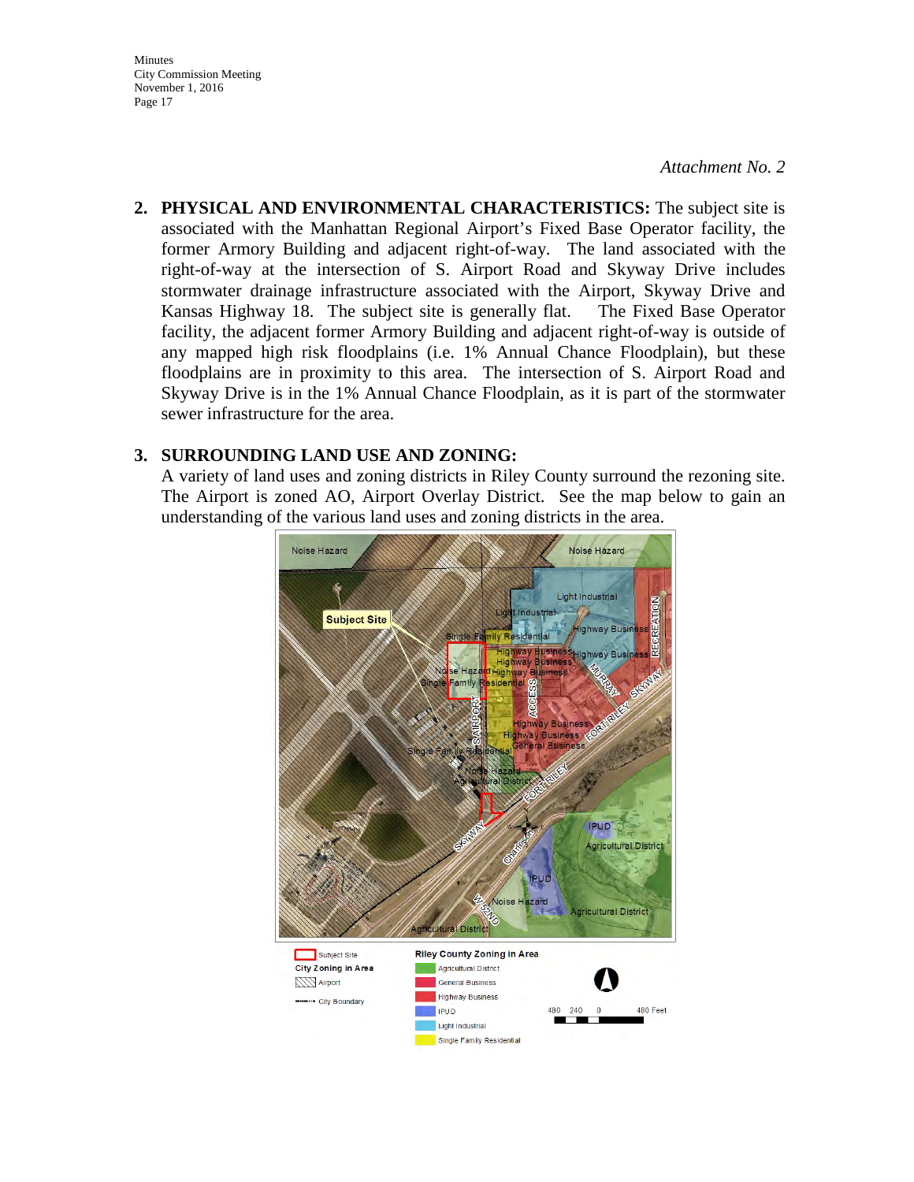*Attachment No. 2*

2. **PHYSICAL AND ENVIRONMENTAL CHARACTERISTICS:** The subject site is associated with the Manhattan Regional Airport's Fixed Base Operator facility, the former Armory Building and adjacent right-of-way. The land associated with the right-of-way at the intersection of S. Airport Road and Skyway Drive includes stormwater drainage infrastructure associated with the Airport, Skyway Drive and Kansas Highway 18. The subject site is generally flat. The Fixed Base Operator facility, the adjacent former Armory Building and adjacent right-of-way is outside of any mapped high risk floodplains (i.e. 1% Annual Chance Floodplain), but these floodplains are in proximity to this area. The intersection of S. Airport Road and Skyway Drive is in the 1% Annual Chance Floodplain, as it is part of the stormwater sewer infrastructure for the area.

3. **SURROUNDING LAND USE AND ZONING:**
   A variety of land uses and zoning districts in Riley County surround the rezoning site. The Airport is zoned AO, Airport Overlay District. See the map below to gain an understanding of the various land uses and zoning districts in the area.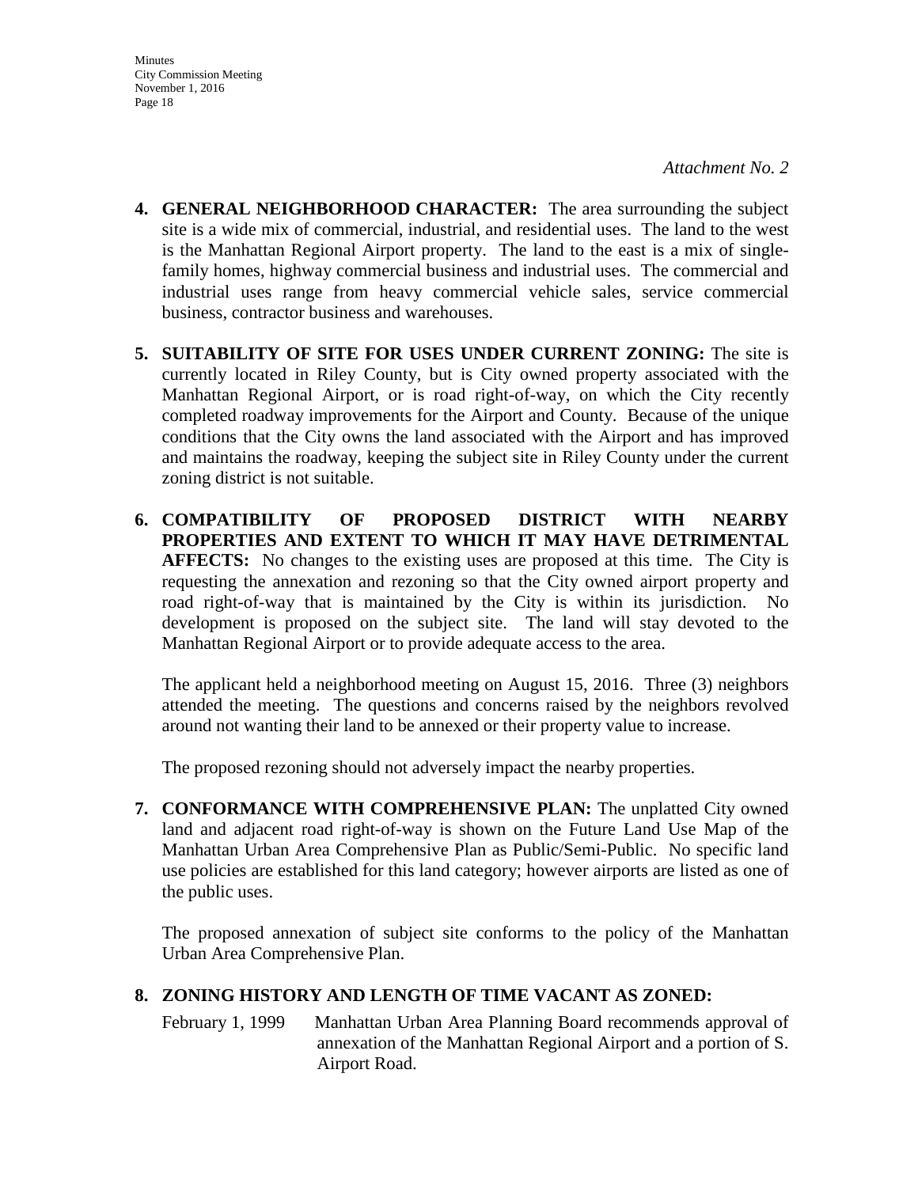*Attachment No. 2*

4. **GENERAL NEIGHBORHOOD CHARACTER:** The area surrounding the subject site is a wide mix of commercial, industrial, and residential uses. The land to the west is the Manhattan Regional Airport property. The land to the east is a mix of single-family homes, highway commercial business and industrial uses. The commercial and industrial uses range from heavy commercial vehicle sales, service commercial business, contractor business and warehouses.

5. **SUITABILITY OF SITE FOR USES UNDER CURRENT ZONING:** The site is currently located in Riley County, but is City owned property associated with the Manhattan Regional Airport, or is road right-of-way, on which the City recently completed roadway improvements for the Airport and County. Because of the unique conditions that the City owns the land associated with the Airport and has improved and maintains the roadway, keeping the subject site in Riley County under the current zoning district is not suitable.

6. **COMPATIBILITY OF PROPOSED DISTRICT WITH NEARBY PROPERTIES AND EXTENT TO WHICH IT MAY HAVE DETRIMENTAL AFFECTS:** No changes to the existing uses are proposed at this time. The City is requesting the annexation and rezoning so that the City owned airport property and road right-of-way that is maintained by the City is within its jurisdiction. No development is proposed on the subject site. The land will stay devoted to the Manhattan Regional Airport or to provide adequate access to the area.

   The applicant held a neighborhood meeting on August 15, 2016. Three (3) neighbors attended the meeting. The questions and concerns raised by the neighbors revolved around not wanting their land to be annexed or their property value to increase.

   The proposed rezoning should not adversely impact the nearby properties.

7. **CONFORMANCE WITH COMPREHENSIVE PLAN:** The unplatted City owned land and adjacent road right-of-way is shown on the Future Land Use Map of the Manhattan Urban Area Comprehensive Plan as Public/Semi-Public. No specific land use policies are established for this land category; however airports are listed as one of the public uses.

   The proposed annexation of subject site conforms to the policy of the Manhattan Urban Area Comprehensive Plan.

8. **ZONING HISTORY AND LENGTH OF TIME VACANT AS ZONED:**

   February 1, 1999 — Manhattan Urban Area Planning Board recommends approval of annexation of the Manhattan Regional Airport and a portion of S. Airport Road.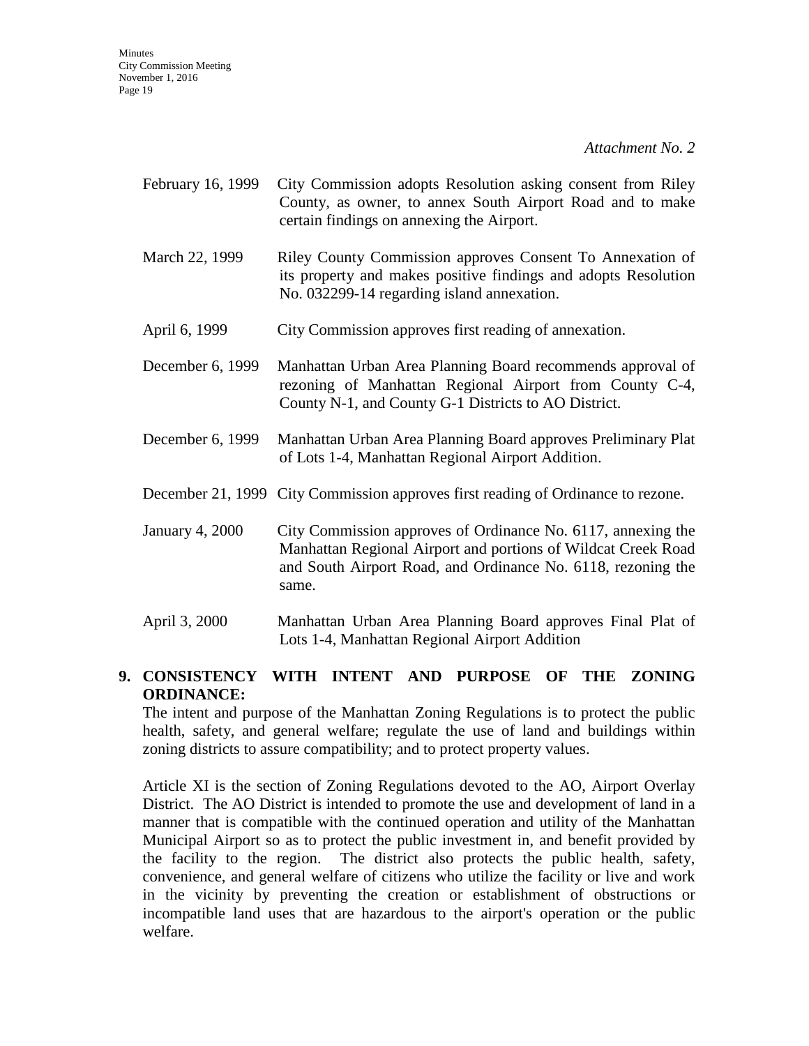*Attachment No. 2*

| | |
|---|---|
| February 16, 1999 | City Commission adopts Resolution asking consent from Riley County, as owner, to annex South Airport Road and to make certain findings on annexing the Airport. |
| March 22, 1999 | Riley County Commission approves Consent To Annexation of its property and makes positive findings and adopts Resolution No. 032299-14 regarding island annexation. |
| April 6, 1999 | City Commission approves first reading of annexation. |
| December 6, 1999 | Manhattan Urban Area Planning Board recommends approval of rezoning of Manhattan Regional Airport from County C-4, County N-1, and County G-1 Districts to AO District. |
| December 6, 1999 | Manhattan Urban Area Planning Board approves Preliminary Plat of Lots 1-4, Manhattan Regional Airport Addition. |
| December 21, 1999 | City Commission approves first reading of Ordinance to rezone. |
| January 4, 2000 | City Commission approves of Ordinance No. 6117, annexing the Manhattan Regional Airport and portions of Wildcat Creek Road and South Airport Road, and Ordinance No. 6118, rezoning the same. |
| April 3, 2000 | Manhattan Urban Area Planning Board approves Final Plat of Lots 1-4, Manhattan Regional Airport Addition |

**9. CONSISTENCY WITH INTENT AND PURPOSE OF THE ZONING ORDINANCE:**

The intent and purpose of the Manhattan Zoning Regulations is to protect the public health, safety, and general welfare; regulate the use of land and buildings within zoning districts to assure compatibility; and to protect property values.

Article XI is the section of Zoning Regulations devoted to the AO, Airport Overlay District. The AO District is intended to promote the use and development of land in a manner that is compatible with the continued operation and utility of the Manhattan Municipal Airport so as to protect the public investment in, and benefit provided by the facility to the region. The district also protects the public health, safety, convenience, and general welfare of citizens who utilize the facility or live and work in the vicinity by preventing the creation or establishment of obstructions or incompatible land uses that are hazardous to the airport's operation or the public welfare.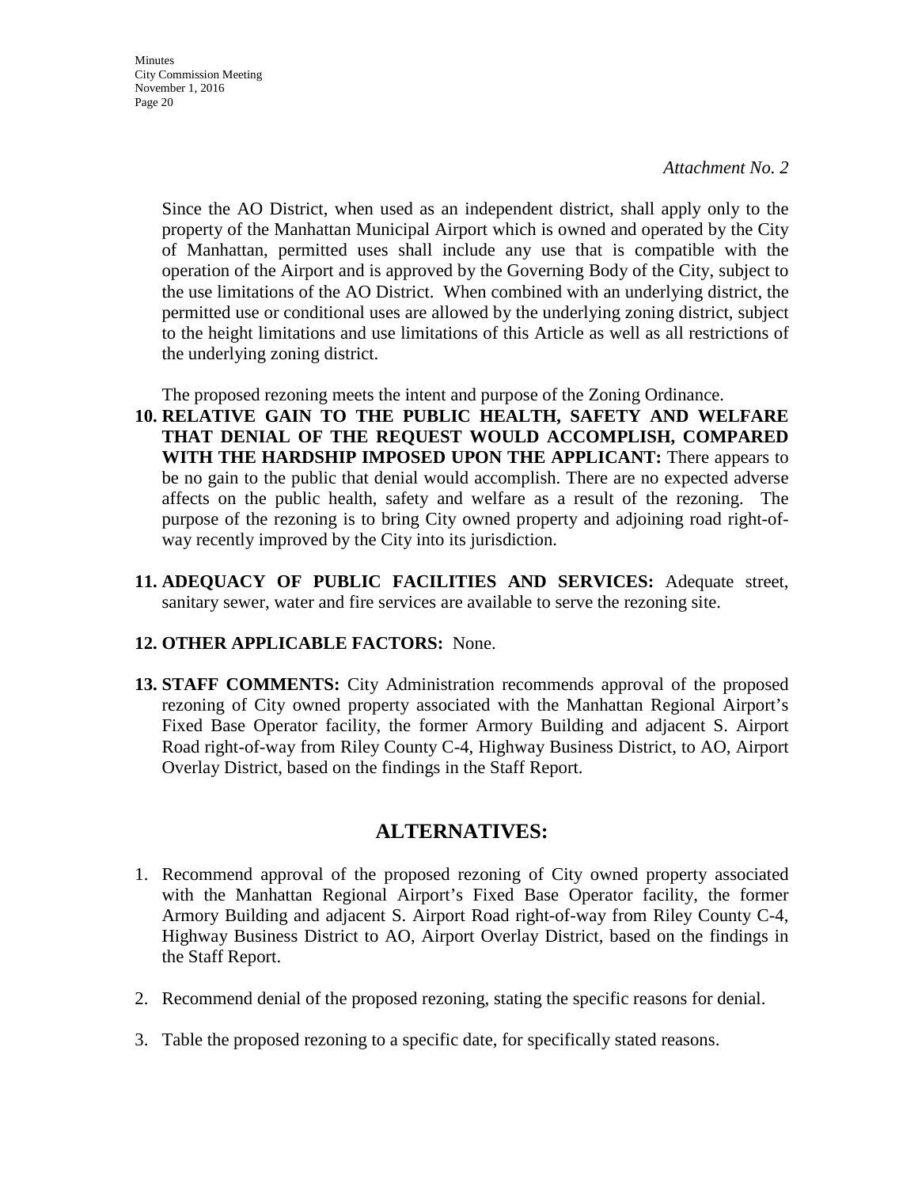*Attachment No. 2*

Since the AO District, when used as an independent district, shall apply only to the property of the Manhattan Municipal Airport which is owned and operated by the City of Manhattan, permitted uses shall include any use that is compatible with the operation of the Airport and is approved by the Governing Body of the City, subject to the use limitations of the AO District. When combined with an underlying district, the permitted use or conditional uses are allowed by the underlying zoning district, subject to the height limitations and use limitations of this Article as well as all restrictions of the underlying zoning district.

The proposed rezoning meets the intent and purpose of the Zoning Ordinance.

10. **RELATIVE GAIN TO THE PUBLIC HEALTH, SAFETY AND WELFARE THAT DENIAL OF THE REQUEST WOULD ACCOMPLISH, COMPARED WITH THE HARDSHIP IMPOSED UPON THE APPLICANT:** There appears to be no gain to the public that denial would accomplish. There are no expected adverse affects on the public health, safety and welfare as a result of the rezoning. The purpose of the rezoning is to bring City owned property and adjoining road right-of-way recently improved by the City into its jurisdiction.

11. **ADEQUACY OF PUBLIC FACILITIES AND SERVICES:** Adequate street, sanitary sewer, water and fire services are available to serve the rezoning site.

12. **OTHER APPLICABLE FACTORS:** None.

13. **STAFF COMMENTS:** City Administration recommends approval of the proposed rezoning of City owned property associated with the Manhattan Regional Airport's Fixed Base Operator facility, the former Armory Building and adjacent S. Airport Road right-of-way from Riley County C-4, Highway Business District, to AO, Airport Overlay District, based on the findings in the Staff Report.

## ALTERNATIVES:

1. Recommend approval of the proposed rezoning of City owned property associated with the Manhattan Regional Airport's Fixed Base Operator facility, the former Armory Building and adjacent S. Airport Road right-of-way from Riley County C-4, Highway Business District to AO, Airport Overlay District, based on the findings in the Staff Report.

2. Recommend denial of the proposed rezoning, stating the specific reasons for denial.

3. Table the proposed rezoning to a specific date, for specifically stated reasons.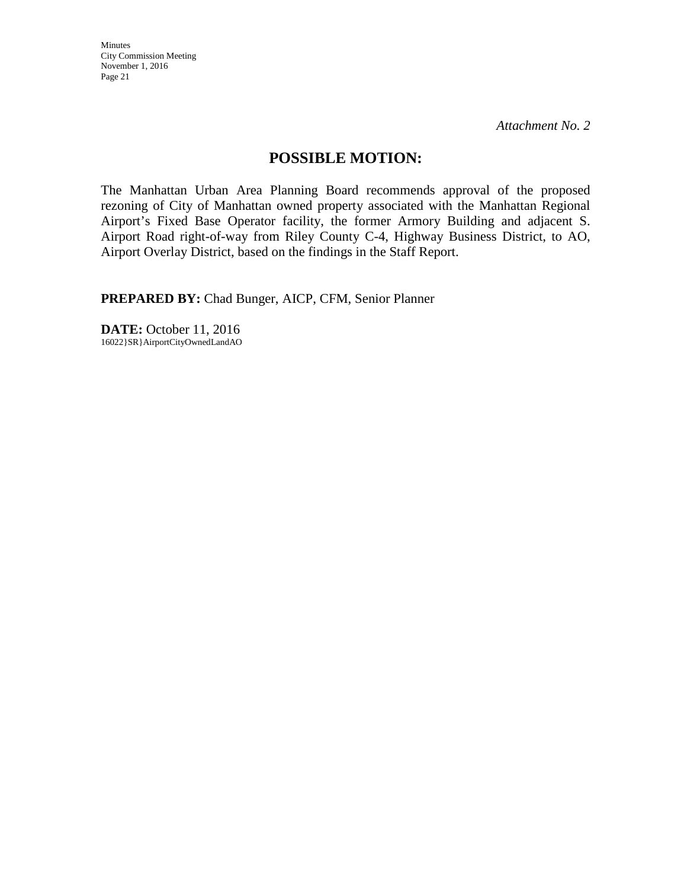*Attachment No. 2*

## POSSIBLE MOTION:

The Manhattan Urban Area Planning Board recommends approval of the proposed rezoning of City of Manhattan owned property associated with the Manhattan Regional Airport's Fixed Base Operator facility, the former Armory Building and adjacent S. Airport Road right-of-way from Riley County C-4, Highway Business District, to AO, Airport Overlay District, based on the findings in the Staff Report.

**PREPARED BY:** Chad Bunger, AICP, CFM, Senior Planner

**DATE:** October 11, 2016
16022}SR}AirportCityOwnedLandAO